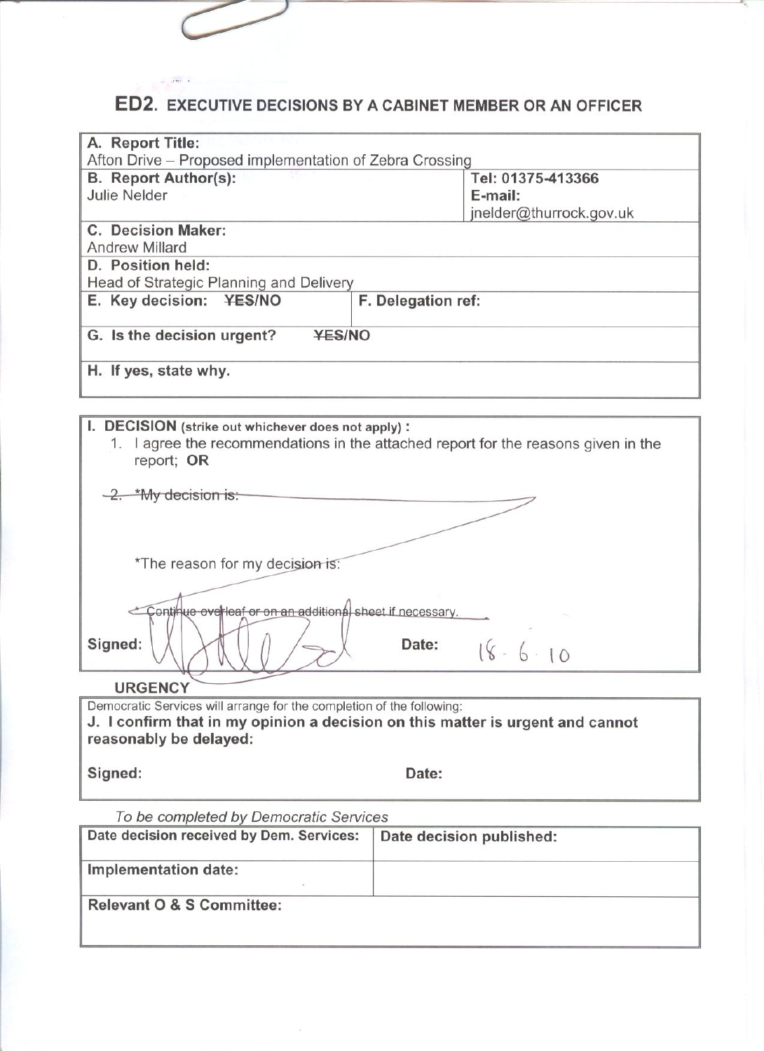# ED2. EXECUTIVE DECISIONS BY A CABINET MEMBER OR AN OFFICER

| | | |
|---|---|---|
| **A. Report Title:** Afton Drive – Proposed implementation of Zebra Crossing | | |
| **B. Report Author(s):** Julie Nelder | | **Tel:** 01375-413366 **E-mail:** jnelder@thurrock.gov.uk |
| **C. Decision Maker:** Andrew Millard | | |
| **D. Position held:** Head of Strategic Planning and Delivery | | |
| **E. Key decision:** ~~YES~~/NO | **F. Delegation ref:** | |
| **G. Is the decision urgent?** ~~YES~~/NO | | |
| **H. If yes, state why.** | | |

**I. DECISION** (strike out whichever does not apply) **:**

1. I agree the recommendations in the attached report for the reasons given in the report; **OR**

~~2. *My decision is:~~

~~*The reason for my decision is:~~

~~* Continue overleaf or on an additional sheet if necessary.~~

**Signed:** [signature] **Date:** 18 · 6 · 10

**URGENCY**

Democratic Services will arrange for the completion of the following:

**J. I confirm that in my opinion a decision on this matter is urgent and cannot reasonably be delayed:**

**Signed:** **Date:**

*To be completed by Democratic Services*

| | |
|---|---|
| **Date decision received by Dem. Services:** | **Date decision published:** |
| **Implementation date:** | |
| **Relevant O & S Committee:** | |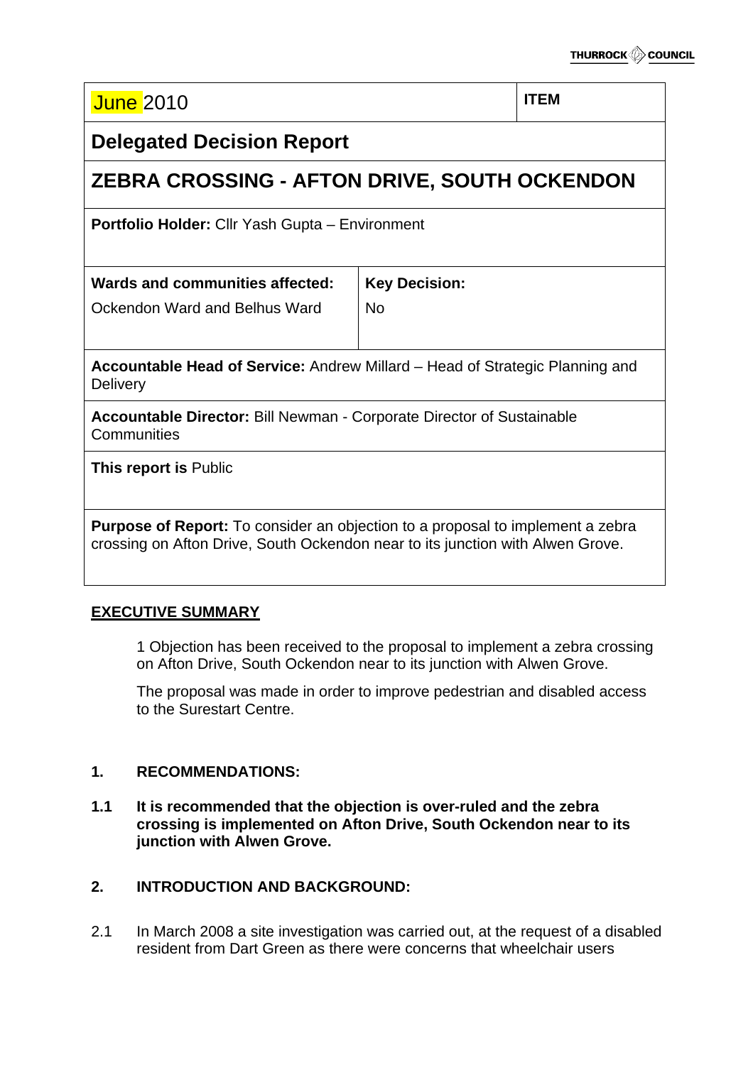| June 2010 | ITEM |
|---|---|

## Delegated Decision Report

# ZEBRA CROSSING - AFTON DRIVE, SOUTH OCKENDON

**Portfolio Holder:** Cllr Yash Gupta – Environment

| **Wards and communities affected:** | **Key Decision:** |
|---|---|
| Ockendon Ward and Belhus Ward | No |

**Accountable Head of Service:** Andrew Millard – Head of Strategic Planning and Delivery

**Accountable Director:** Bill Newman - Corporate Director of Sustainable Communities

**This report is** Public

**Purpose of Report:** To consider an objection to a proposal to implement a zebra crossing on Afton Drive, South Ockendon near to its junction with Alwen Grove.

**EXECUTIVE SUMMARY**

1 Objection has been received to the proposal to implement a zebra crossing on Afton Drive, South Ockendon near to its junction with Alwen Grove.

The proposal was made in order to improve pedestrian and disabled access to the Surestart Centre.

## 1. RECOMMENDATIONS:

**1.1 It is recommended that the objection is over-ruled and the zebra crossing is implemented on Afton Drive, South Ockendon near to its junction with Alwen Grove.**

## 2. INTRODUCTION AND BACKGROUND:

2.1 In March 2008 a site investigation was carried out, at the request of a disabled resident from Dart Green as there were concerns that wheelchair users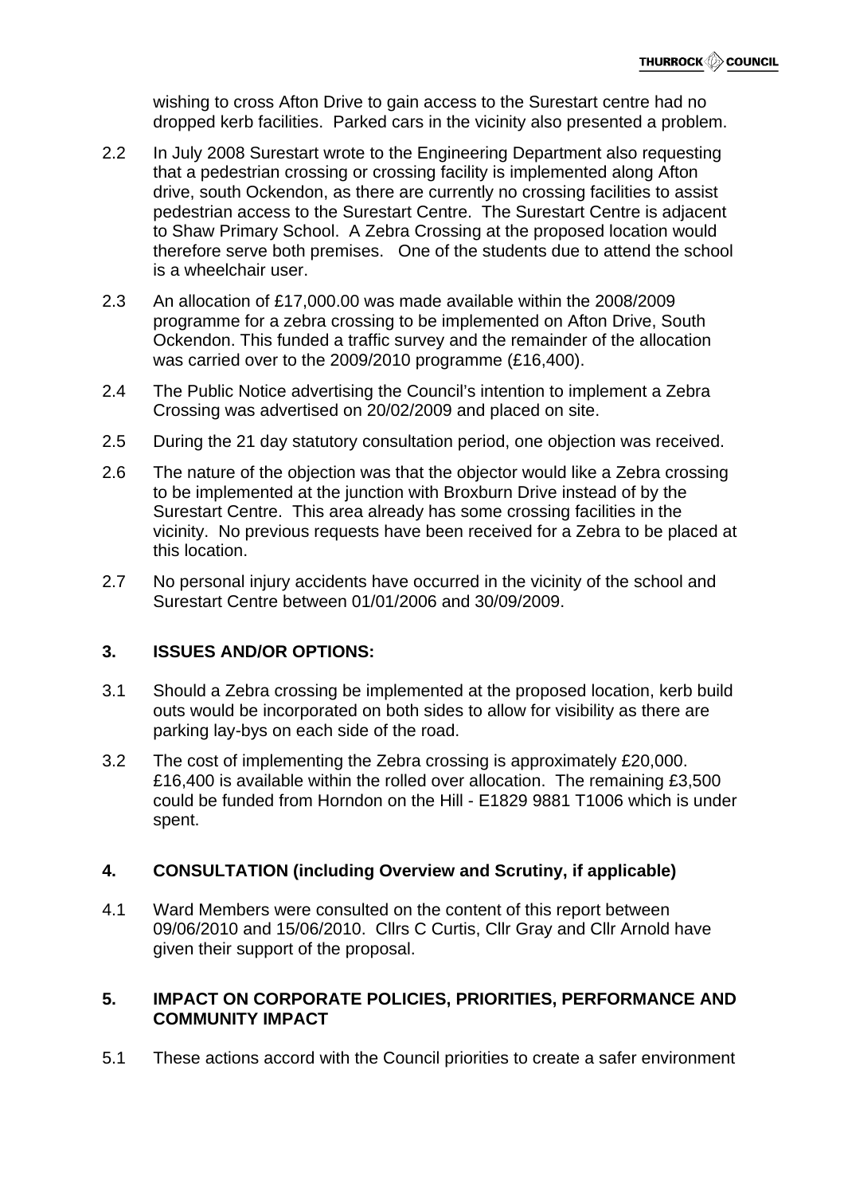wishing to cross Afton Drive to gain access to the Surestart centre had no dropped kerb facilities. Parked cars in the vicinity also presented a problem.

2.2 In July 2008 Surestart wrote to the Engineering Department also requesting that a pedestrian crossing or crossing facility is implemented along Afton drive, south Ockendon, as there are currently no crossing facilities to assist pedestrian access to the Surestart Centre. The Surestart Centre is adjacent to Shaw Primary School. A Zebra Crossing at the proposed location would therefore serve both premises. One of the students due to attend the school is a wheelchair user.

2.3 An allocation of £17,000.00 was made available within the 2008/2009 programme for a zebra crossing to be implemented on Afton Drive, South Ockendon. This funded a traffic survey and the remainder of the allocation was carried over to the 2009/2010 programme (£16,400).

2.4 The Public Notice advertising the Council's intention to implement a Zebra Crossing was advertised on 20/02/2009 and placed on site.

2.5 During the 21 day statutory consultation period, one objection was received.

2.6 The nature of the objection was that the objector would like a Zebra crossing to be implemented at the junction with Broxburn Drive instead of by the Surestart Centre. This area already has some crossing facilities in the vicinity. No previous requests have been received for a Zebra to be placed at this location.

2.7 No personal injury accidents have occurred in the vicinity of the school and Surestart Centre between 01/01/2006 and 30/09/2009.

## 3. ISSUES AND/OR OPTIONS:

3.1 Should a Zebra crossing be implemented at the proposed location, kerb build outs would be incorporated on both sides to allow for visibility as there are parking lay-bys on each side of the road.

3.2 The cost of implementing the Zebra crossing is approximately £20,000. £16,400 is available within the rolled over allocation. The remaining £3,500 could be funded from Horndon on the Hill - E1829 9881 T1006 which is under spent.

## 4. CONSULTATION (including Overview and Scrutiny, if applicable)

4.1 Ward Members were consulted on the content of this report between 09/06/2010 and 15/06/2010. Cllrs C Curtis, Cllr Gray and Cllr Arnold have given their support of the proposal.

## 5. IMPACT ON CORPORATE POLICIES, PRIORITIES, PERFORMANCE AND COMMUNITY IMPACT

5.1 These actions accord with the Council priorities to create a safer environment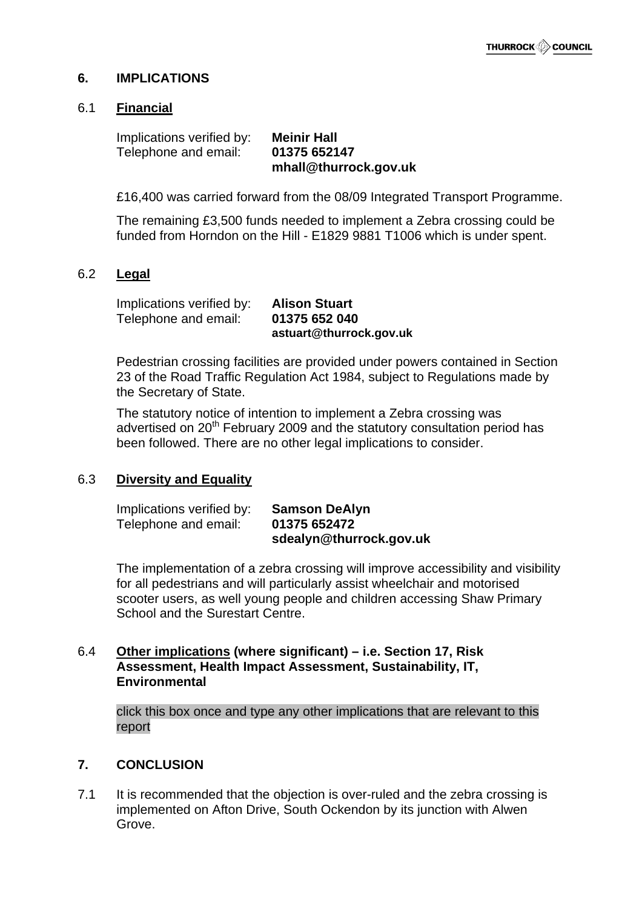## 6. IMPLICATIONS

### 6.1 Financial

Implications verified by: **Meinir Hall**
Telephone and email: **01375 652147**
**mhall@thurrock.gov.uk**

£16,400 was carried forward from the 08/09 Integrated Transport Programme.

The remaining £3,500 funds needed to implement a Zebra crossing could be funded from Horndon on the Hill - E1829 9881 T1006 which is under spent.

### 6.2 Legal

Implications verified by: **Alison Stuart**
Telephone and email: **01375 652 040**
**astuart@thurrock.gov.uk**

Pedestrian crossing facilities are provided under powers contained in Section 23 of the Road Traffic Regulation Act 1984, subject to Regulations made by the Secretary of State.

The statutory notice of intention to implement a Zebra crossing was advertised on 20th February 2009 and the statutory consultation period has been followed. There are no other legal implications to consider.

### 6.3 Diversity and Equality

Implications verified by: **Samson DeAlyn**
Telephone and email: **01375 652472**
**sdealyn@thurrock.gov.uk**

The implementation of a zebra crossing will improve accessibility and visibility for all pedestrians and will particularly assist wheelchair and motorised scooter users, as well young people and children accessing Shaw Primary School and the Surestart Centre.

### 6.4 Other implications (where significant) – i.e. Section 17, Risk Assessment, Health Impact Assessment, Sustainability, IT, Environmental

click this box once and type any other implications that are relevant to this report

## 7. CONCLUSION

7.1 It is recommended that the objection is over-ruled and the zebra crossing is implemented on Afton Drive, South Ockendon by its junction with Alwen Grove.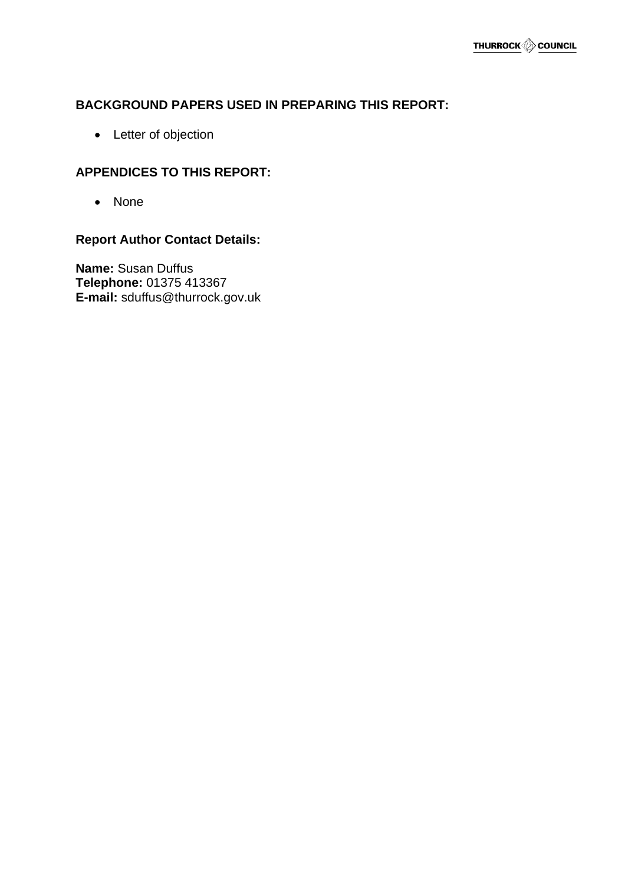**BACKGROUND PAPERS USED IN PREPARING THIS REPORT:**

- Letter of objection

**APPENDICES TO THIS REPORT:**

- None

**Report Author Contact Details:**

**Name:** Susan Duffus
**Telephone:** 01375 413367
**E-mail:** sduffus@thurrock.gov.uk